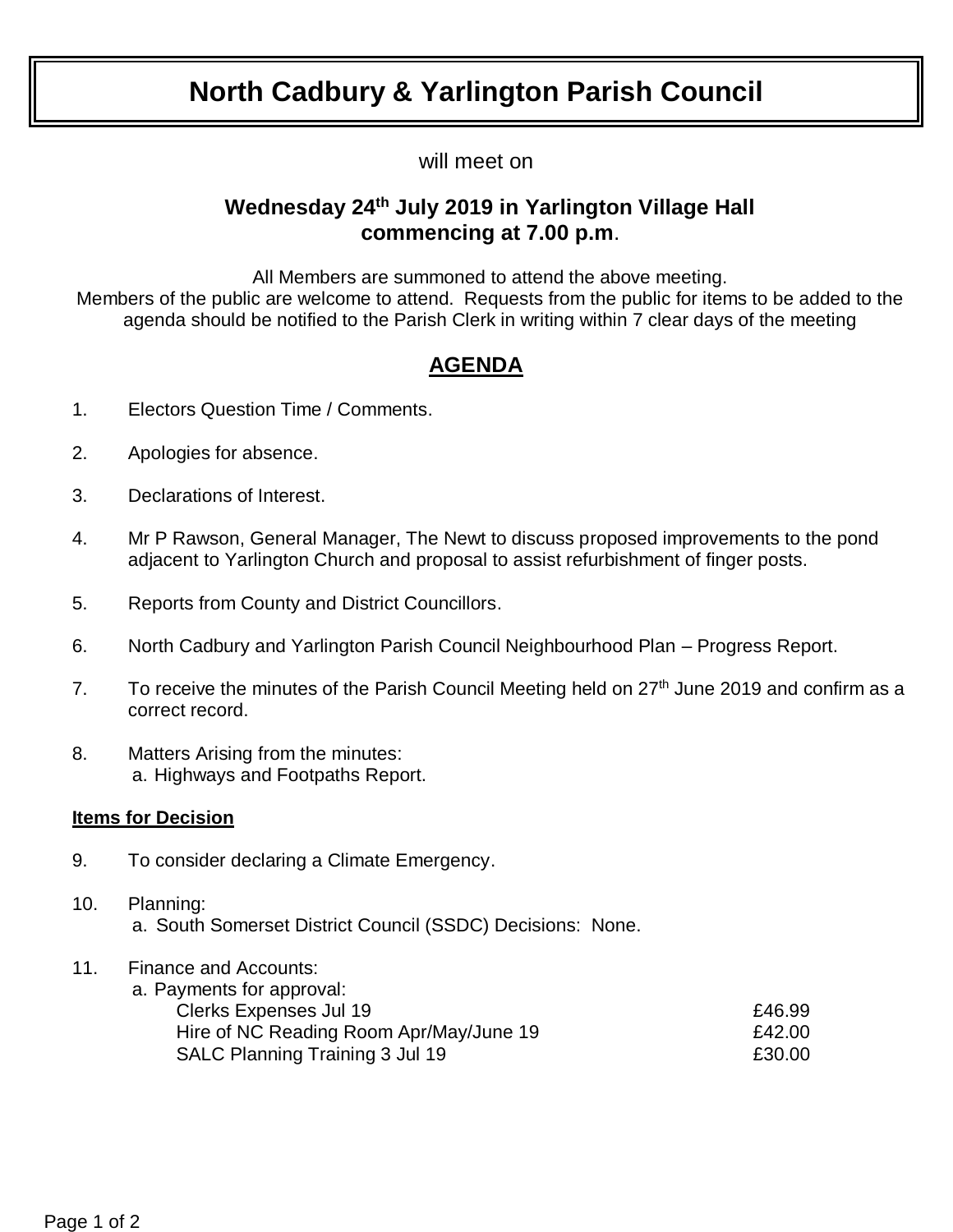# North Cadbury & Yarlington Parish Council

will meet on

**Wednesday 24th July 2019 in Yarlington Village Hall commencing at 7.00 p.m**.

All Members are summoned to attend the above meeting.
Members of the public are welcome to attend. Requests from the public for items to be added to the agenda should be notified to the Parish Clerk in writing within 7 clear days of the meeting

## AGENDA

1. Electors Question Time / Comments.
2. Apologies for absence.
3. Declarations of Interest.
4. Mr P Rawson, General Manager, The Newt to discuss proposed improvements to the pond adjacent to Yarlington Church and proposal to assist refurbishment of finger posts.
5. Reports from County and District Councillors.
6. North Cadbury and Yarlington Parish Council Neighbourhood Plan – Progress Report.
7. To receive the minutes of the Parish Council Meeting held on 27th June 2019 and confirm as a correct record.
8. Matters Arising from the minutes:
   a. Highways and Footpaths Report.

**Items for Decision**

9. To consider declaring a Climate Emergency.
10. Planning:
    a. South Somerset District Council (SSDC) Decisions: None.
11. Finance and Accounts:
    a. Payments for approval:

| | |
|---|---|
| Clerks Expenses Jul 19 | £46.99 |
| Hire of NC Reading Room Apr/May/June 19 | £42.00 |
| SALC Planning Training 3 Jul 19 | £30.00 |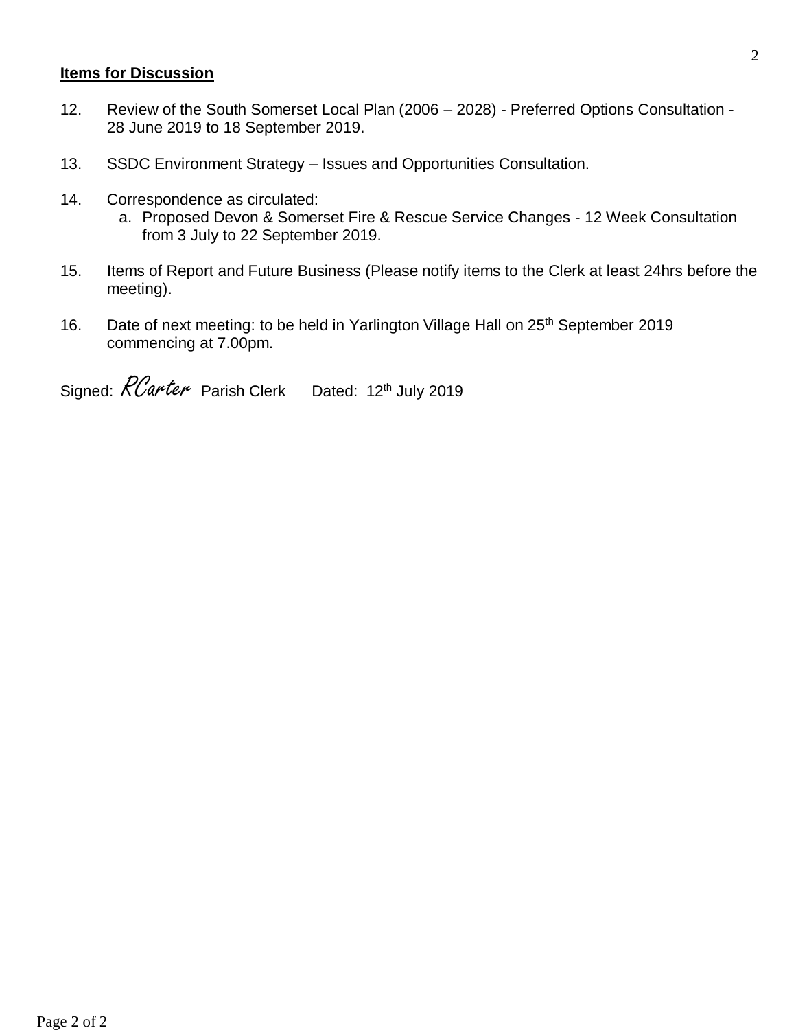**Items for Discussion**

12. Review of the South Somerset Local Plan (2006 – 2028) - Preferred Options Consultation - 28 June 2019 to 18 September 2019.

13. SSDC Environment Strategy – Issues and Opportunities Consultation.

14. Correspondence as circulated:
    a. Proposed Devon & Somerset Fire & Rescue Service Changes - 12 Week Consultation from 3 July to 22 September 2019.

15. Items of Report and Future Business (Please notify items to the Clerk at least 24hrs before the meeting).

16. Date of next meeting: to be held in Yarlington Village Hall on 25th September 2019 commencing at 7.00pm.

Signed: *RCarter* Parish Clerk     Dated: 12th July 2019